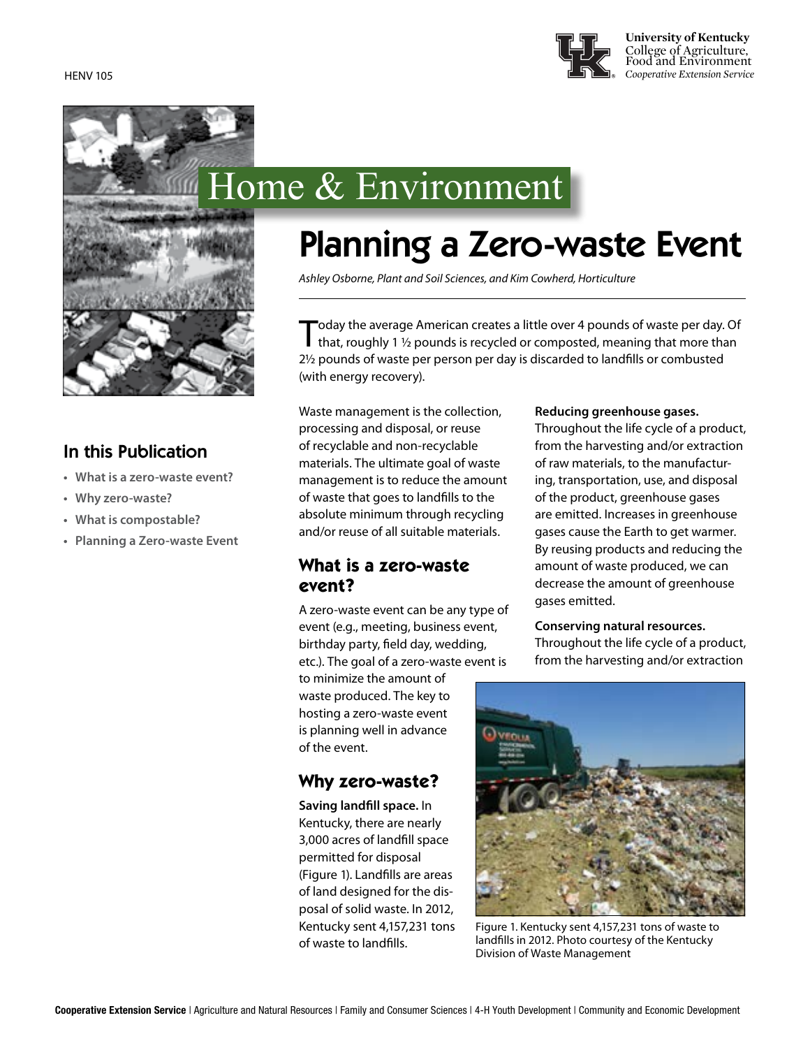HENV 105

University of Kentucky
College of Agriculture, Food and Environment
*Cooperative Extension Service*

Home & Environment

# Planning a Zero-waste Event

*Ashley Osborne, Plant and Soil Sciences, and Kim Cowherd, Horticulture*

## In this Publication

- What is a zero-waste event?
- Why zero-waste?
- What is compostable?
- Planning a Zero-waste Event

Today the average American creates a little over 4 pounds of waste per day. Of that, roughly 1 ½ pounds is recycled or composted, meaning that more than 2½ pounds of waste per person per day is discarded to landfills or combusted (with energy recovery).

Waste management is the collection, processing and disposal, or reuse of recyclable and non-recyclable materials. The ultimate goal of waste management is to reduce the amount of waste that goes to landfills to the absolute minimum through recycling and/or reuse of all suitable materials.

## What is a zero-waste event?

A zero-waste event can be any type of event (e.g., meeting, business event, birthday party, field day, wedding, etc.). The goal of a zero-waste event is to minimize the amount of waste produced. The key to hosting a zero-waste event is planning well in advance of the event.

## Why zero-waste?

**Saving landfill space.** In Kentucky, there are nearly 3,000 acres of landfill space permitted for disposal (Figure 1). Landfills are areas of land designed for the disposal of solid waste. In 2012, Kentucky sent 4,157,231 tons of waste to landfills.

**Reducing greenhouse gases.** Throughout the life cycle of a product, from the harvesting and/or extraction of raw materials, to the manufacturing, transportation, use, and disposal of the product, greenhouse gases are emitted. Increases in greenhouse gases cause the Earth to get warmer. By reusing products and reducing the amount of waste produced, we can decrease the amount of greenhouse gases emitted.

**Conserving natural resources.** Throughout the life cycle of a product, from the harvesting and/or extraction

Figure 1. Kentucky sent 4,157,231 tons of waste to landfills in 2012. Photo courtesy of the Kentucky Division of Waste Management

**Cooperative Extension Service** | Agriculture and Natural Resources | Family and Consumer Sciences | 4-H Youth Development | Community and Economic Development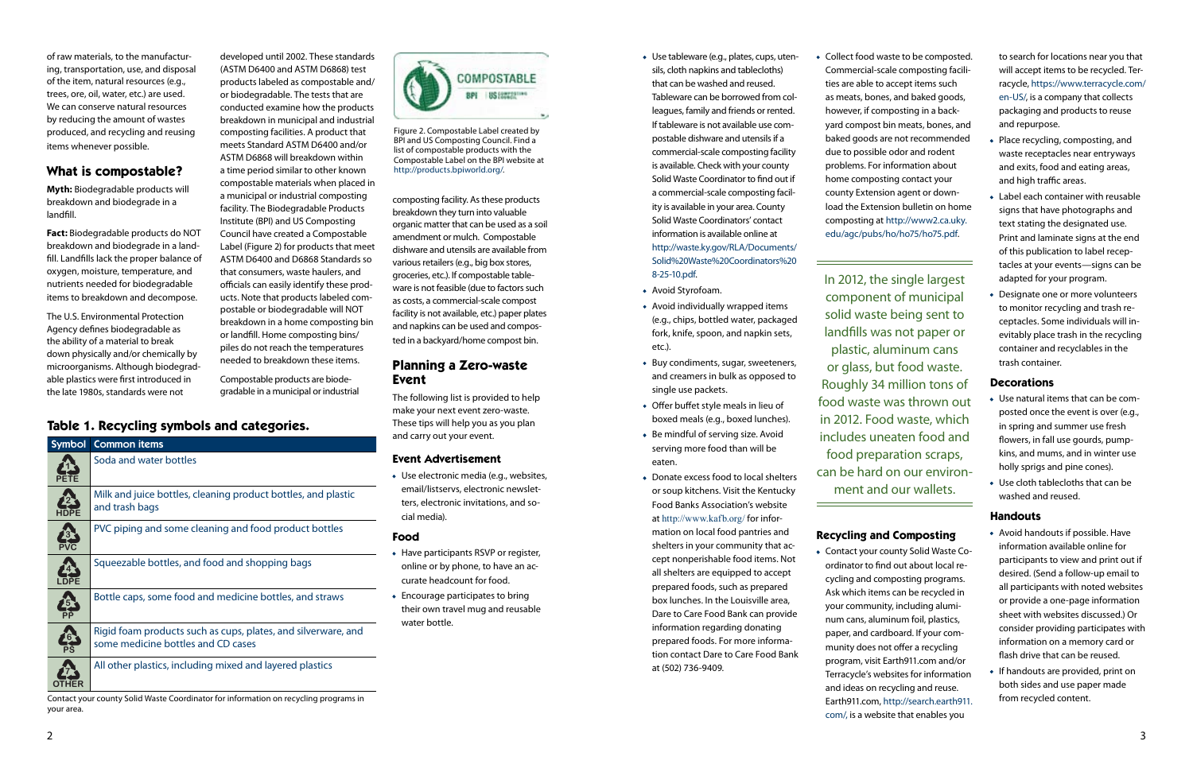of raw materials, to the manufacturing, transportation, use, and disposal of the item, natural resources (e.g., trees, ore, oil, water, etc.) are used. We can conserve natural resources by reducing the amount of wastes produced, and recycling and reusing items whenever possible.

## What is compostable?

**Myth:** Biodegradable products will breakdown and biodegrade in a landfill.

**Fact:** Biodegradable products do NOT breakdown and biodegrade in a landfill. Landfills lack the proper balance of oxygen, moisture, temperature, and nutrients needed for biodegradable items to breakdown and decompose.

The U.S. Environmental Protection Agency defines biodegradable as the ability of a material to break down physically and/or chemically by microorganisms. Although biodegradable products were first introduced in the late 1980s, standards were not developed until 2002. These standards (ASTM D6400 and ASTM D6868) test products labeled as compostable and/or biodegradable. The tests that are conducted examine how the products breakdown in municipal and industrial composting facilities. A product that meets Standard ASTM D6400 and/or ASTM D6868 will breakdown within a time period similar to other known compostable materials when placed in a municipal or industrial composting facility. The Biodegradable Products Institute (BPI) and US Composting Council have created a Compostable Label (Figure 2) for products that meet ASTM D6400 and D6868 Standards so that consumers, waste haulers, and officials can easily identify these products. Note that products labeled compostable or biodegradable will NOT breakdown in a home composting bin or landfill. Home composting bins/piles do not reach the temperatures needed to breakdown these items.

Compostable products are biodegradable in a municipal or industrial composting facility. As these products breakdown they turn into valuable organic matter that can be used as a soil amendment or mulch. Compostable dishware and utensils are available from various retailers (e.g., big box stores, groceries, etc.). If compostable tableware is not feasible (due to factors such as costs, a commercial-scale compost facility is not available, etc.) paper plates and napkins can be used and composted in a backyard/home compost bin.

Figure 2. Compostable Label created by BPI and US Composting Council. Find a list of compostable products with the Compostable Label on the BPI website at http://products.bpiworld.org/.

### Table 1. Recycling symbols and categories.

| Symbol | Common items |
|---|---|
| 1 PETE | Soda and water bottles |
| 2 HDPE | Milk and juice bottles, cleaning product bottles, and plastic and trash bags |
| 3 PVC | PVC piping and some cleaning and food product bottles |
| 4 LDPE | Squeezable bottles, and food and shopping bags |
| 5 PP | Bottle caps, some food and medicine bottles, and straws |
| 6 PS | Rigid foam products such as cups, plates, and silverware, and some medicine bottles and CD cases |
| 7 OTHER | All other plastics, including mixed and layered plastics |

Contact your county Solid Waste Coordinator for information on recycling programs in your area.

## Planning a Zero-waste Event

The following list is provided to help make your next event zero-waste. These tips will help you as you plan and carry out your event.

### Event Advertisement

- Use electronic media (e.g., websites, email/listservs, electronic newsletters, electronic invitations, and social media).

### Food

- Have participants RSVP or register, online or by phone, to have an accurate headcount for food.
- Encourage participants to bring their own travel mug and reusable water bottle.
- Use tableware (e.g., plates, cups, utensils, cloth napkins and tablecloths) that can be washed and reused. Tableware can be borrowed from colleagues, family and friends or rented. If tableware is not available use compostable dishware and utensils if a commercial-scale composting facility is available. Check with your county Solid Waste Coordinator to find out if a commercial-scale composting facility is available in your area. County Solid Waste Coordinators' contact information is available online at http://waste.ky.gov/RLA/Documents/Solid%20Waste%20Coordinators%208-25-10.pdf.
- Avoid Styrofoam.
- Avoid individually wrapped items (e.g., chips, bottled water, packaged fork, spoon, and napkin sets, etc.).
- Buy condiments, sugar, sweeteners, and creamers in bulk as opposed to single use packets.
- Offer buffet style meals in lieu of boxed meals (e.g., boxed lunches).
- Be mindful of serving size. Avoid serving more food than will be eaten.
- Donate excess food to local shelters or soup kitchens. Visit the Kentucky Food Banks Association's website at http://www.kafb.org/ for information on local food pantries and shelters in your community that accept nonperishable food items. Not all shelters are equipped to accept prepared foods, such as prepared box lunches. In the Louisville area, Dare to Care Food Bank can provide information regarding donating prepared foods. For more information contact Dare to Care Food Bank at (502) 736-9409.
- Collect food waste to be composted. Commercial-scale composting facilities are able to accept items such as meats, bones, and baked goods, however, if composting in a backyard compost bin meats, bones, and baked goods are not recommended due to possible odor and rodent problems. For information about home composting contact your county Extension agent or download the Extension bulletin on home composting at http://www2.ca.uky.edu/agc/pubs/ho/ho75/ho75.pdf.

> In 2012, the single largest component of municipal solid waste being sent to landfills was not paper or plastic, aluminum cans or glass, but food waste. Roughly 34 million tons of food waste was thrown out in 2012. Food waste, which includes uneaten food and food preparation scraps, can be hard on our environment and our wallets.

### Recycling and Composting

- Contact your county Solid Waste Coordinator to find out about local recycling and composting programs. Ask which items can be recycled in your community, including aluminum cans, aluminum foil, plastics, paper, and cardboard. If your community does not offer a recycling program, visit Earth911.com and/or Terracycle's websites for information and ideas on recycling and reuse. Earth911.com, http://search.earth911.com/, is a website that enables you to search for locations near you that will accept items to be recycled. Terracycle, https://www.terracycle.com/en-US/, is a company that collects packaging and products to reuse and repurpose.
- Place recycling, composting, and waste receptacles near entryways and exits, food and eating areas, and high traffic areas.
- Label each container with reusable signs that have photographs and text stating the designated use. Print and laminate signs at the end of this publication to label receptacles at your events—signs can be adapted for your program.
- Designate one or more volunteers to monitor recycling and trash receptacles. Some individuals will inevitably place trash in the recycling container and recyclables in the trash container.

### Decorations

- Use natural items that can be composted once the event is over (e.g., in spring and summer use fresh flowers, in fall use gourds, pumpkins, and mums, and in winter use holly sprigs and pine cones).
- Use cloth tablecloths that can be washed and reused.

### Handouts

- Avoid handouts if possible. Have information available online for participants to view and print out if desired. (Send a follow-up email to all participants with noted websites or provide a one-page information sheet with websites discussed.) Or consider providing participates with information on a memory card or flash drive that can be reused.
- If handouts are provided, print on both sides and use paper made from recycled content.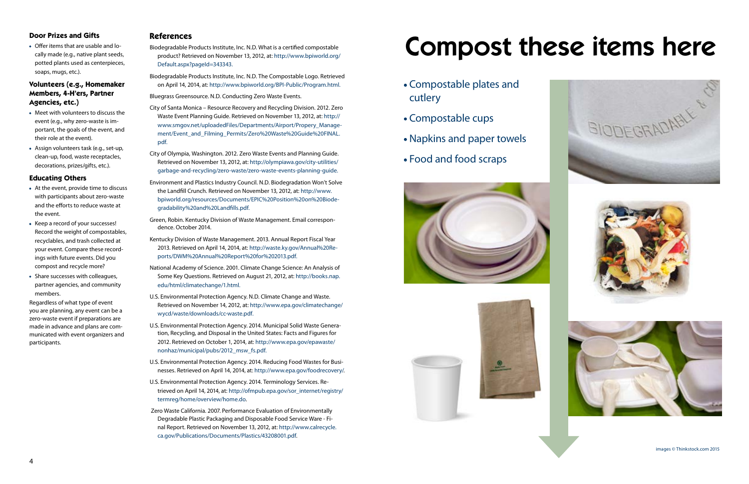### Door Prizes and Gifts

- Offer items that are usable and locally made (e.g., native plant seeds, potted plants used as centerpieces, soaps, mugs, etc.).

### Volunteers (e.g., Homemaker Members, 4-H'ers, Partner Agencies, etc.)

- Meet with volunteers to discuss the event (e.g., why zero-waste is important, the goals of the event, and their role at the event).
- Assign volunteers task (e.g., set-up, clean-up, food, waste receptacles, decorations, prizes/gifts, etc.).

### Educating Others

- At the event, provide time to discuss with participants about zero-waste and the efforts to reduce waste at the event.
- Keep a record of your successes! Record the weight of compostables, recyclables, and trash collected at your event. Compare these recordings with future events. Did you compost and recycle more?
- Share successes with colleagues, partner agencies, and community members.

Regardless of what type of event you are planning, any event can be a zero-waste event if preparations are made in advance and plans are communicated with event organizers and participants.

### References

Biodegradable Products Institute, Inc. N.D. What is a certified compostable product? Retrieved on November 13, 2012, at: http://www.bpiworld.org/Default.aspx?pageId=343343.

Biodegradable Products Institute, Inc. N.D. The Compostable Logo. Retrieved on April 14, 2014, at: http://www.bpiworld.org/BPI-Public/Program.html.

Bluegrass Greensource. N.D. Conducting Zero Waste Events.

City of Santa Monica – Resource Recovery and Recycling Division. 2012. Zero Waste Event Planning Guide. Retrieved on November 13, 2012, at: http://www.smgov.net/uploadedFiles/Departments/Airport/Propery_Management/Event_and_Filming_Permits/Zero%20Waste%20Guide%20FINAL.pdf.

City of Olympia, Washington. 2012. Zero Waste Events and Planning Guide. Retrieved on November 13, 2012, at: http://olympiawa.gov/city-utilities/garbage-and-recycling/zero-waste/zero-waste-events-planning-guide.

Environment and Plastics Industry Council. N.D. Biodegradation Won't Solve the Landfill Crunch. Retrieved on November 13, 2012, at: http://www.bpiworld.org/resources/Documents/EPIC%20Position%20on%20Biodegradability%20and%20Landfills.pdf.

Green, Robin. Kentucky Division of Waste Management. Email correspondence. October 2014.

Kentucky Division of Waste Management. 2013. Annual Report Fiscal Year 2013. Retrieved on April 14, 2014, at: http://waste.ky.gov/Annual%20Reports/DWM%20Annual%20Report%20for%202013.pdf.

National Academy of Science. 2001. Climate Change Science: An Analysis of Some Key Questions. Retrieved on August 21, 2012, at: http://books.nap.edu/html/climatechange/1.html.

U.S. Environmental Protection Agency. N.D. Climate Change and Waste. Retrieved on November 14, 2012, at: http://www.epa.gov/climatechange/wycd/waste/downloads/cc-waste.pdf.

U.S. Environmental Protection Agency. 2014. Municipal Solid Waste Generation, Recycling, and Disposal in the United States: Facts and Figures for 2012. Retrieved on October 1, 2014, at: http://www.epa.gov/epawaste/nonhaz/municipal/pubs/2012_msw_fs.pdf.

U.S. Environmental Protection Agency. 2014. Reducing Food Wastes for Businesses. Retrieved on April 14, 2014, at: http://www.epa.gov/foodrecovery/.

U.S. Environmental Protection Agency. 2014. Terminology Services. Retrieved on April 14, 2014, at: http://ofmpub.epa.gov/sor_internet/registry/termreg/home/overview/home.do.

Zero Waste California. 2007. Performance Evaluation of Environmentally Degradable Plastic Packaging and Disposable Food Service Ware - Final Report. Retrieved on November 13, 2012, at: http://www.calrecycle.ca.gov/Publications/Documents/Plastics/43208001.pdf.

# Compost these items here

- Compostable plates and cutlery
- Compostable cups
- Napkins and paper towels
- Food and food scraps

images © Thinkstock.com 2015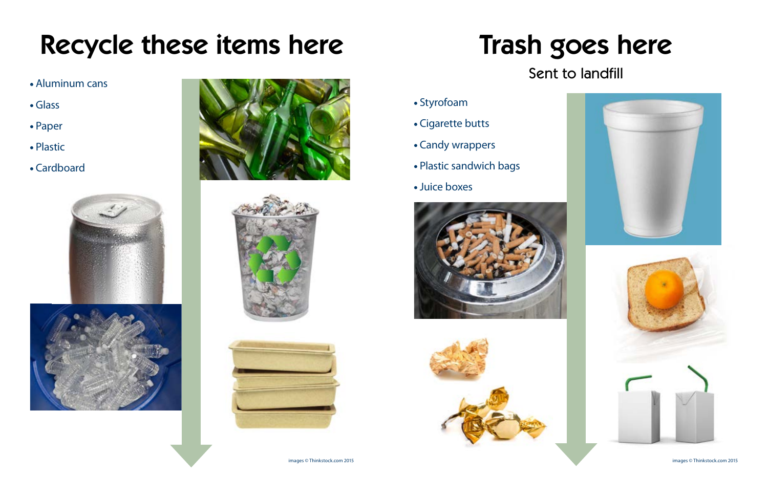# Recycle these items here

- Aluminum cans
- Glass
- Paper
- Plastic
- Cardboard

images © Thinkstock.com 2015

# Trash goes here

Sent to landfill

- Styrofoam
- Cigarette butts
- Candy wrappers
- Plastic sandwich bags
- Juice boxes

images © Thinkstock.com 2015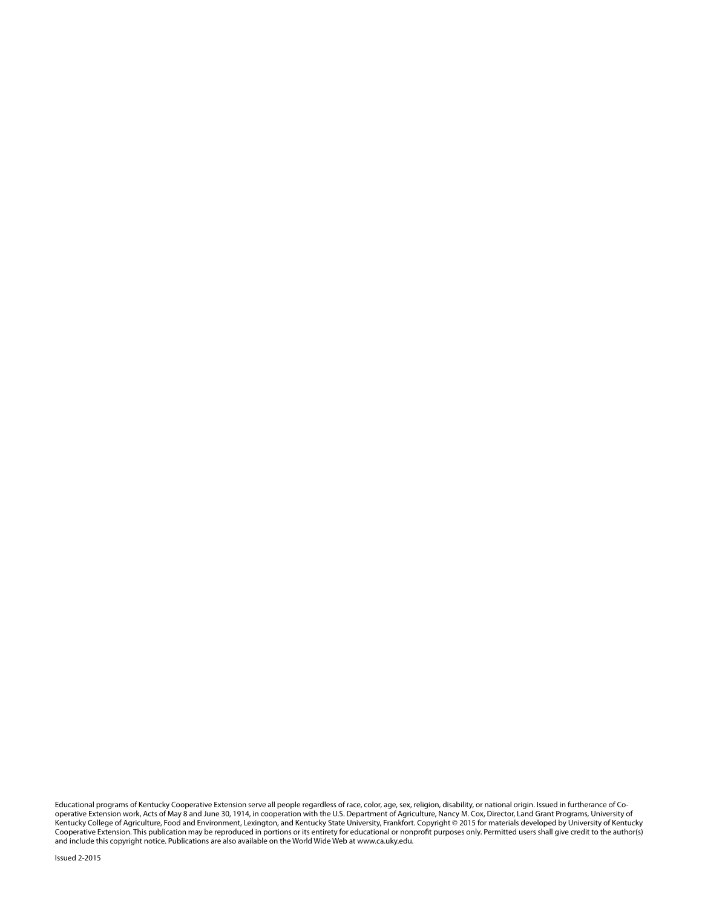Educational programs of Kentucky Cooperative Extension serve all people regardless of race, color, age, sex, religion, disability, or national origin. Issued in furtherance of Cooperative Extension work, Acts of May 8 and June 30, 1914, in cooperation with the U.S. Department of Agriculture, Nancy M. Cox, Director, Land Grant Programs, University of Kentucky College of Agriculture, Food and Environment, Lexington, and Kentucky State University, Frankfort. Copyright © 2015 for materials developed by University of Kentucky Cooperative Extension. This publication may be reproduced in portions or its entirety for educational or nonprofit purposes only. Permitted users shall give credit to the author(s) and include this copyright notice. Publications are also available on the World Wide Web at www.ca.uky.edu.

Issued 2-2015